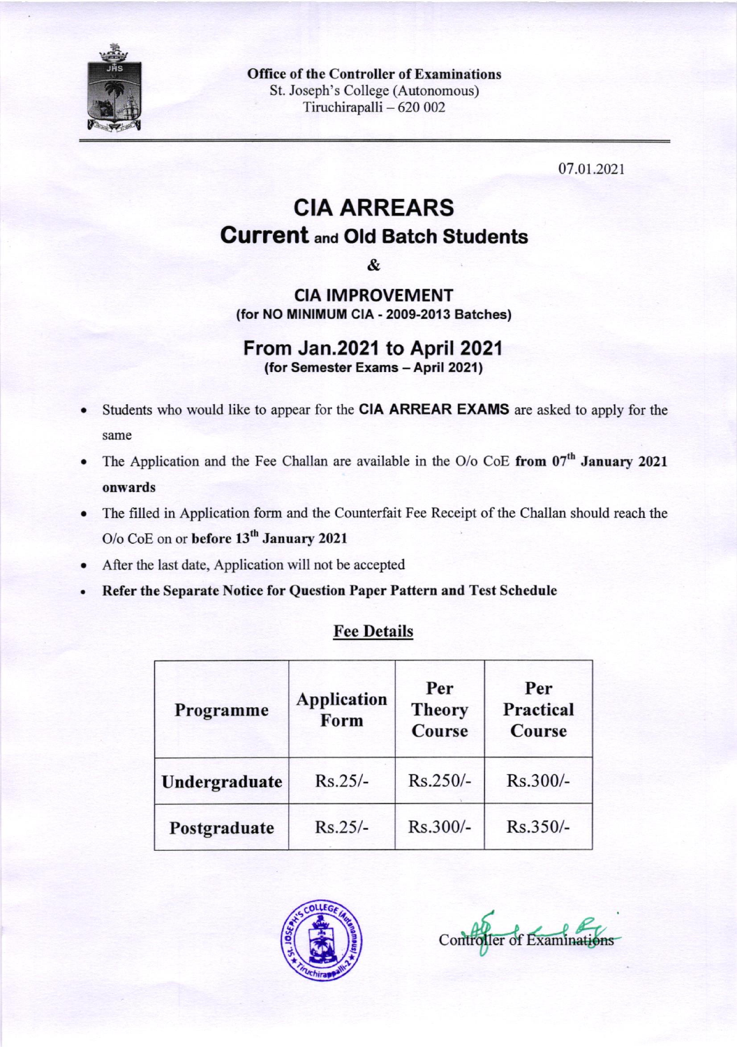**Office of the Controller of Examinations**
St. Joseph's College (Autonomous)
Tiruchirapalli – 620 002

07.01.2021

# CIA ARREARS

## Current and Old Batch Students

&

### CIA IMPROVEMENT

**(for NO MINIMUM CIA - 2009-2013 Batches)**

## From Jan.2021 to April 2021

**(for Semester Exams – April 2021)**

- Students who would like to appear for the **CIA ARREAR EXAMS** are asked to apply for the same
- The Application and the Fee Challan are available in the O/o CoE **from 07th January 2021 onwards**
- The filled in Application form and the Counterfait Fee Receipt of the Challan should reach the O/o CoE on or **before 13th January 2021**
- After the last date, Application will not be accepted
- **Refer the Separate Notice for Question Paper Pattern and Test Schedule**

**Fee Details**

| Programme | Application Form | Per Theory Course | Per Practical Course |
|---|---|---|---|
| **Undergraduate** | Rs.25/- | Rs.250/- | Rs.300/- |
| **Postgraduate** | Rs.25/- | Rs.300/- | Rs.350/- |

Controller of Examinations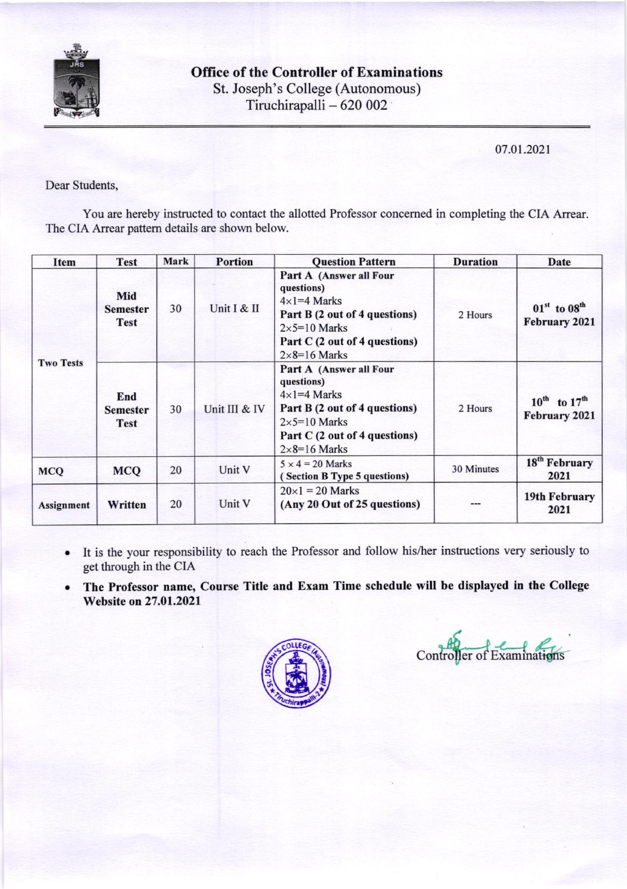**Office of the Controller of Examinations**
St. Joseph's College (Autonomous)
Tiruchirapalli – 620 002

07.01.2021

Dear Students,

You are hereby instructed to contact the allotted Professor concerned in completing the CIA Arrear. The CIA Arrear pattern details are shown below.

| Item | Test | Mark | Portion | Question Pattern | Duration | Date |
|---|---|---|---|---|---|---|
| Two Tests | **Mid Semester Test** | 30 | Unit I & II | **Part A (Answer all Four questions)** $4\times1=4$ Marks **Part B (2 out of 4 questions)** $2\times5=10$ Marks **Part C (2 out of 4 questions)** $2\times8=16$ Marks | 2 Hours | **01st to 08th February 2021** |
| | **End Semester Test** | 30 | Unit III & IV | **Part A (Answer all Four questions)** $4\times1=4$ Marks **Part B (2 out of 4 questions)** $2\times5=10$ Marks **Part C (2 out of 4 questions)** $2\times8=16$ Marks | 2 Hours | **10th to 17th February 2021** |
| **MCQ** | **MCQ** | 20 | Unit V | $5\times4=20$ Marks **(Section B Type 5 questions)** | 30 Minutes | **18th February 2021** |
| **Assignment** | **Written** | 20 | Unit V | $20\times1=20$ Marks **(Any 20 Out of 25 questions)** | --- | **19th February 2021** |

- It is the your responsibility to reach the Professor and follow his/her instructions very seriously to get through in the CIA
- **The Professor name, Course Title and Exam Time schedule will be displayed in the College Website on 27.01.2021**

Controller of Examinations